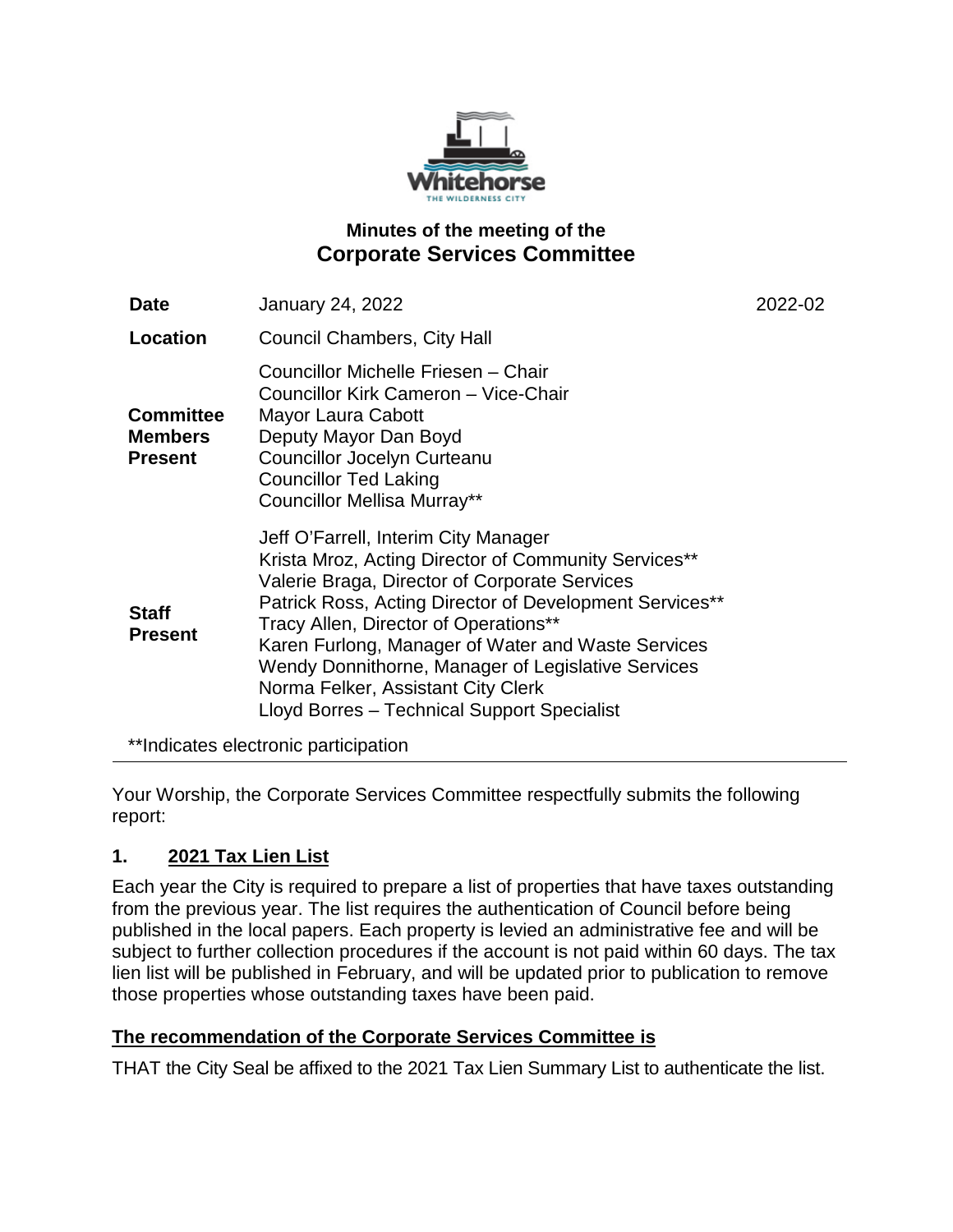## Minutes of the meeting of the

# Corporate Services Committee

| | | |
|---|---|---|
| **Date** | January 24, 2022 | 2022-02 |
| **Location** | Council Chambers, City Hall | |
| **Committee Members Present** | Councillor Michelle Friesen – Chair<br>Councillor Kirk Cameron – Vice-Chair<br>Mayor Laura Cabott<br>Deputy Mayor Dan Boyd<br>Councillor Jocelyn Curteanu<br>Councillor Ted Laking<br>Councillor Mellisa Murray** | |
| **Staff Present** | Jeff O'Farrell, Interim City Manager<br>Krista Mroz, Acting Director of Community Services**<br>Valerie Braga, Director of Corporate Services<br>Patrick Ross, Acting Director of Development Services**<br>Tracy Allen, Director of Operations**<br>Karen Furlong, Manager of Water and Waste Services<br>Wendy Donnithorne, Manager of Legislative Services<br>Norma Felker, Assistant City Clerk<br>Lloyd Borres – Technical Support Specialist | |

**Indicates electronic participation

---

Your Worship, the Corporate Services Committee respectfully submits the following report:

## 1. 2021 Tax Lien List

Each year the City is required to prepare a list of properties that have taxes outstanding from the previous year. The list requires the authentication of Council before being published in the local papers. Each property is levied an administrative fee and will be subject to further collection procedures if the account is not paid within 60 days. The tax lien list will be published in February, and will be updated prior to publication to remove those properties whose outstanding taxes have been paid.

**The recommendation of the Corporate Services Committee is**

THAT the City Seal be affixed to the 2021 Tax Lien Summary List to authenticate the list.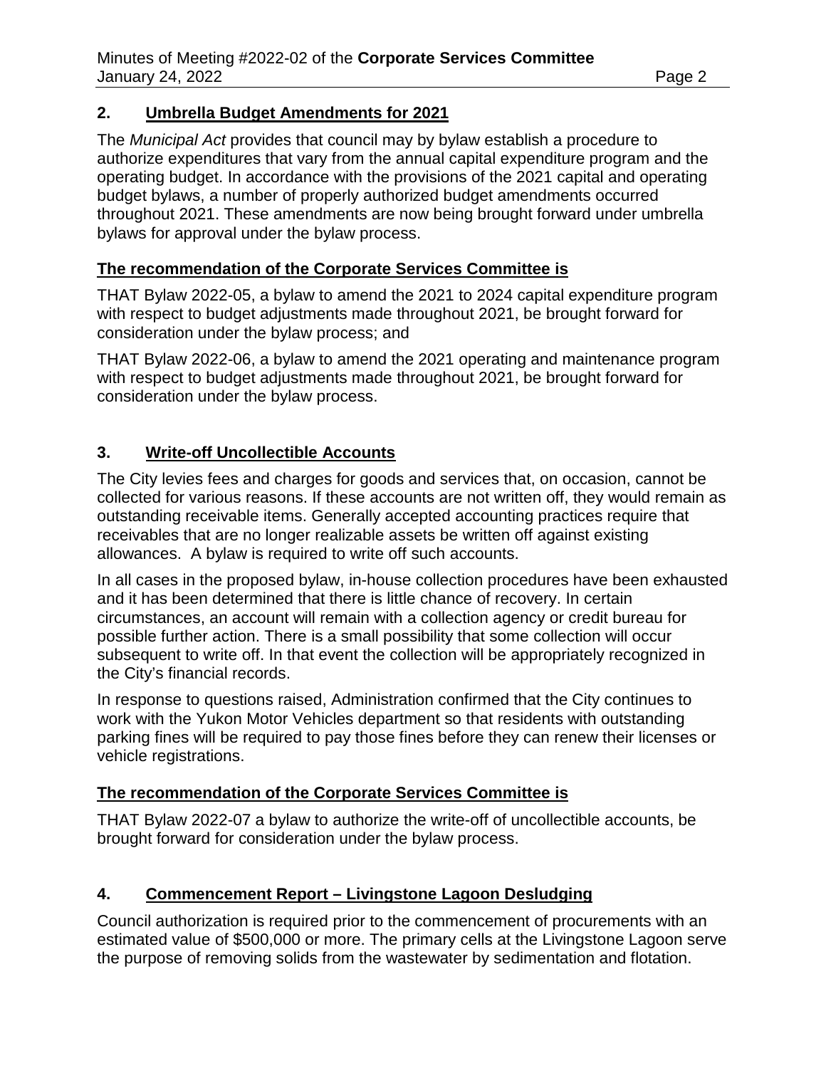## 2. Umbrella Budget Amendments for 2021

The *Municipal Act* provides that council may by bylaw establish a procedure to authorize expenditures that vary from the annual capital expenditure program and the operating budget. In accordance with the provisions of the 2021 capital and operating budget bylaws, a number of properly authorized budget amendments occurred throughout 2021. These amendments are now being brought forward under umbrella bylaws for approval under the bylaw process.

**The recommendation of the Corporate Services Committee is**

THAT Bylaw 2022-05, a bylaw to amend the 2021 to 2024 capital expenditure program with respect to budget adjustments made throughout 2021, be brought forward for consideration under the bylaw process; and

THAT Bylaw 2022-06, a bylaw to amend the 2021 operating and maintenance program with respect to budget adjustments made throughout 2021, be brought forward for consideration under the bylaw process.

## 3. Write-off Uncollectible Accounts

The City levies fees and charges for goods and services that, on occasion, cannot be collected for various reasons. If these accounts are not written off, they would remain as outstanding receivable items. Generally accepted accounting practices require that receivables that are no longer realizable assets be written off against existing allowances. A bylaw is required to write off such accounts.

In all cases in the proposed bylaw, in-house collection procedures have been exhausted and it has been determined that there is little chance of recovery. In certain circumstances, an account will remain with a collection agency or credit bureau for possible further action. There is a small possibility that some collection will occur subsequent to write off. In that event the collection will be appropriately recognized in the City's financial records.

In response to questions raised, Administration confirmed that the City continues to work with the Yukon Motor Vehicles department so that residents with outstanding parking fines will be required to pay those fines before they can renew their licenses or vehicle registrations.

**The recommendation of the Corporate Services Committee is**

THAT Bylaw 2022-07 a bylaw to authorize the write-off of uncollectible accounts, be brought forward for consideration under the bylaw process.

## 4. Commencement Report – Livingstone Lagoon Desludging

Council authorization is required prior to the commencement of procurements with an estimated value of $500,000 or more. The primary cells at the Livingstone Lagoon serve the purpose of removing solids from the wastewater by sedimentation and flotation.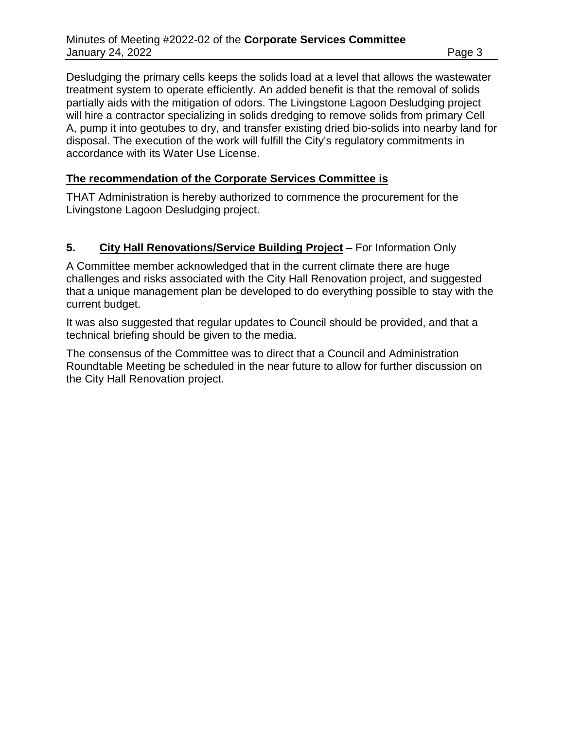Desludging the primary cells keeps the solids load at a level that allows the wastewater treatment system to operate efficiently. An added benefit is that the removal of solids partially aids with the mitigation of odors. The Livingstone Lagoon Desludging project will hire a contractor specializing in solids dredging to remove solids from primary Cell A, pump it into geotubes to dry, and transfer existing dried bio-solids into nearby land for disposal. The execution of the work will fulfill the City's regulatory commitments in accordance with its Water Use License.

**The recommendation of the Corporate Services Committee is**

THAT Administration is hereby authorized to commence the procurement for the Livingstone Lagoon Desludging project.

**5. City Hall Renovations/Service Building Project** – For Information Only

A Committee member acknowledged that in the current climate there are huge challenges and risks associated with the City Hall Renovation project, and suggested that a unique management plan be developed to do everything possible to stay with the current budget.

It was also suggested that regular updates to Council should be provided, and that a technical briefing should be given to the media.

The consensus of the Committee was to direct that a Council and Administration Roundtable Meeting be scheduled in the near future to allow for further discussion on the City Hall Renovation project.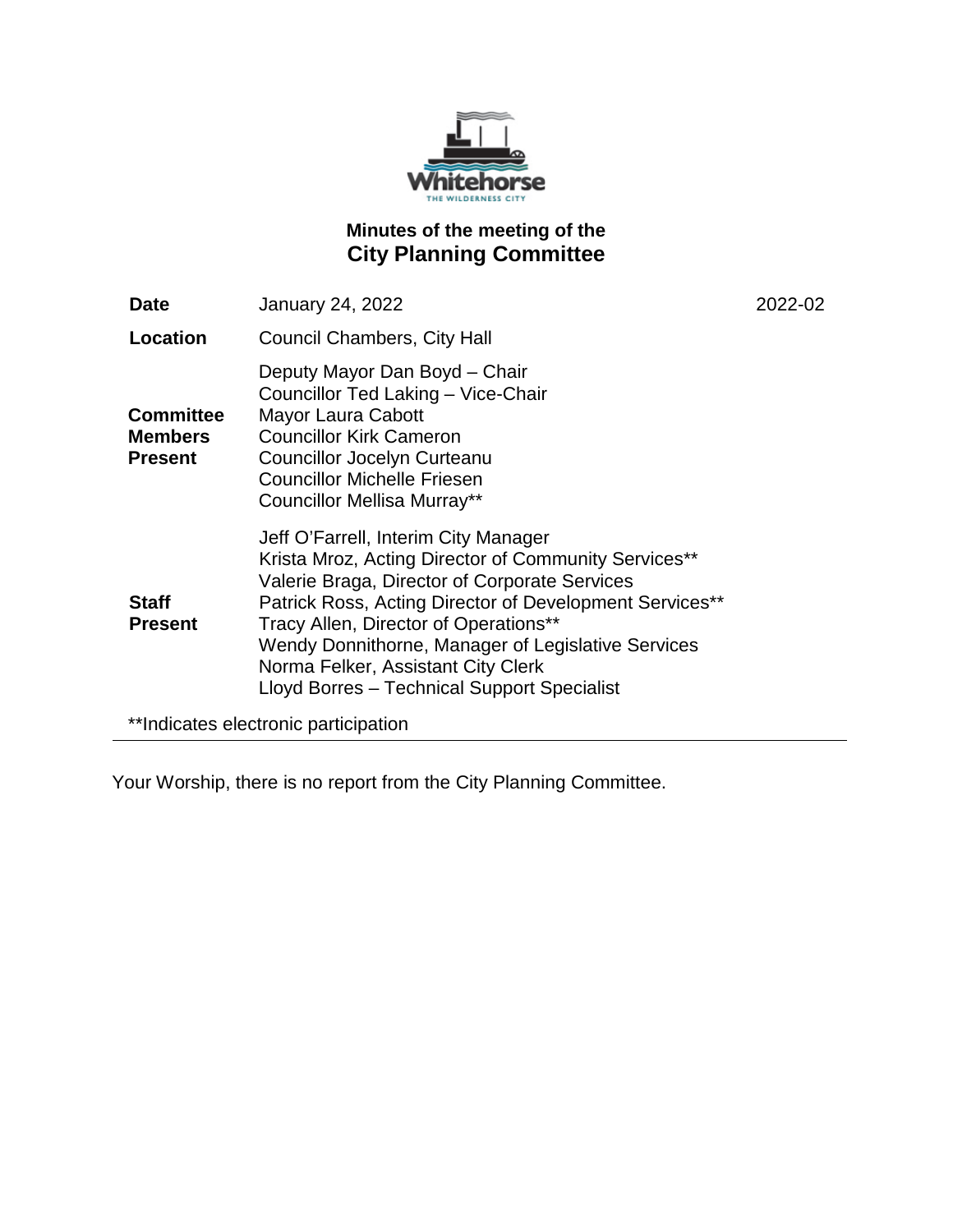# Minutes of the meeting of the
## City Planning Committee

| | | |
|---|---|---|
| **Date** | January 24, 2022 | 2022-02 |
| **Location** | Council Chambers, City Hall | |
| **Committee Members Present** | Deputy Mayor Dan Boyd – Chair<br>Councillor Ted Laking – Vice-Chair<br>Mayor Laura Cabott<br>Councillor Kirk Cameron<br>Councillor Jocelyn Curteanu<br>Councillor Michelle Friesen<br>Councillor Mellisa Murray** | |
| **Staff Present** | Jeff O'Farrell, Interim City Manager<br>Krista Mroz, Acting Director of Community Services**<br>Valerie Braga, Director of Corporate Services<br>Patrick Ross, Acting Director of Development Services**<br>Tracy Allen, Director of Operations**<br>Wendy Donnithorne, Manager of Legislative Services<br>Norma Felker, Assistant City Clerk<br>Lloyd Borres – Technical Support Specialist | |

**Indicates electronic participation

---

Your Worship, there is no report from the City Planning Committee.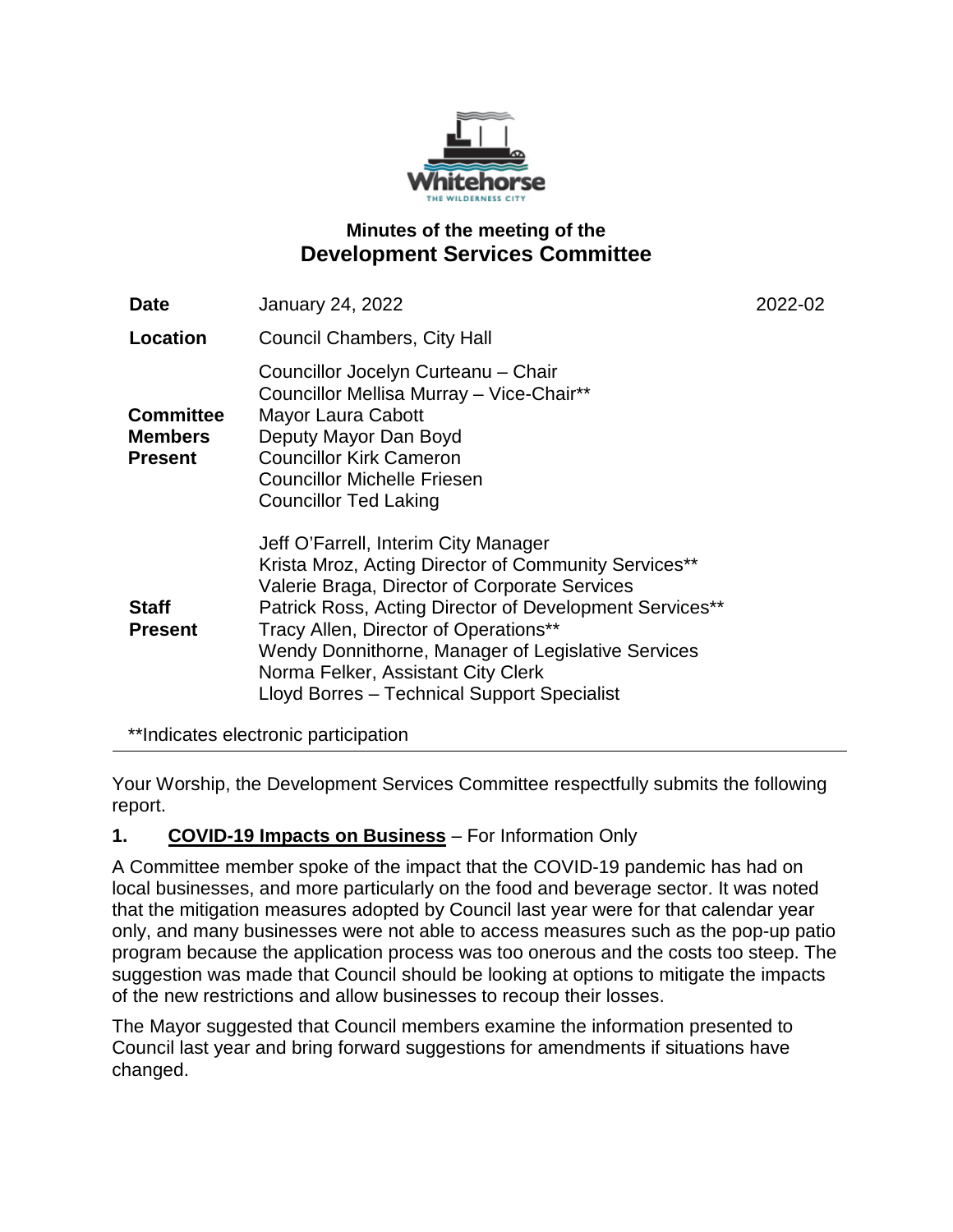## Minutes of the meeting of the
# Development Services Committee

| | | |
|---|---|---|
| **Date** | January 24, 2022 | 2022-02 |
| **Location** | Council Chambers, City Hall | |
| **Committee Members Present** | Councillor Jocelyn Curteanu – Chair<br>Councillor Mellisa Murray – Vice-Chair**<br>Mayor Laura Cabott<br>Deputy Mayor Dan Boyd<br>Councillor Kirk Cameron<br>Councillor Michelle Friesen<br>Councillor Ted Laking | |
| **Staff Present** | Jeff O'Farrell, Interim City Manager<br>Krista Mroz, Acting Director of Community Services**<br>Valerie Braga, Director of Corporate Services<br>Patrick Ross, Acting Director of Development Services**<br>Tracy Allen, Director of Operations**<br>Wendy Donnithorne, Manager of Legislative Services<br>Norma Felker, Assistant City Clerk<br>Lloyd Borres – Technical Support Specialist | |

**Indicates electronic participation

---

Your Worship, the Development Services Committee respectfully submits the following report.

**1. COVID-19 Impacts on Business** – For Information Only

A Committee member spoke of the impact that the COVID-19 pandemic has had on local businesses, and more particularly on the food and beverage sector. It was noted that the mitigation measures adopted by Council last year were for that calendar year only, and many businesses were not able to access measures such as the pop-up patio program because the application process was too onerous and the costs too steep. The suggestion was made that Council should be looking at options to mitigate the impacts of the new restrictions and allow businesses to recoup their losses.

The Mayor suggested that Council members examine the information presented to Council last year and bring forward suggestions for amendments if situations have changed.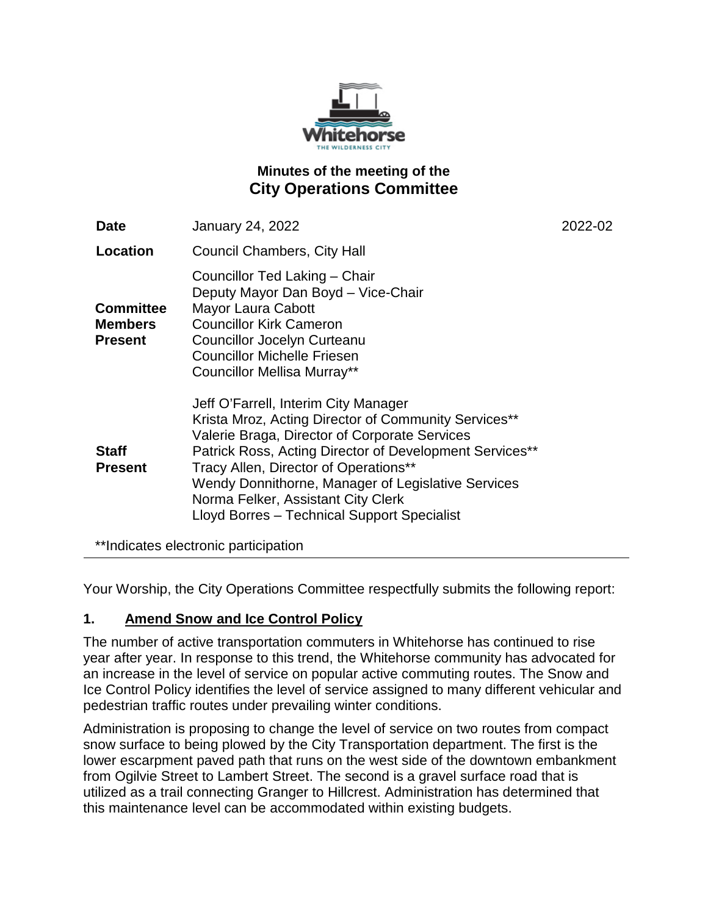# Minutes of the meeting of the City Operations Committee

| | | |
|---|---|---|
| **Date** | January 24, 2022 | 2022-02 |
| **Location** | Council Chambers, City Hall | |
| **Committee Members Present** | Councillor Ted Laking – Chair<br>Deputy Mayor Dan Boyd – Vice-Chair<br>Mayor Laura Cabott<br>Councillor Kirk Cameron<br>Councillor Jocelyn Curteanu<br>Councillor Michelle Friesen<br>Councillor Mellisa Murray** | |
| **Staff Present** | Jeff O'Farrell, Interim City Manager<br>Krista Mroz, Acting Director of Community Services**<br>Valerie Braga, Director of Corporate Services<br>Patrick Ross, Acting Director of Development Services**<br>Tracy Allen, Director of Operations**<br>Wendy Donnithorne, Manager of Legislative Services<br>Norma Felker, Assistant City Clerk<br>Lloyd Borres – Technical Support Specialist | |

**Indicates electronic participation

Your Worship, the City Operations Committee respectfully submits the following report:

## 1. Amend Snow and Ice Control Policy

The number of active transportation commuters in Whitehorse has continued to rise year after year. In response to this trend, the Whitehorse community has advocated for an increase in the level of service on popular active commuting routes. The Snow and Ice Control Policy identifies the level of service assigned to many different vehicular and pedestrian traffic routes under prevailing winter conditions.

Administration is proposing to change the level of service on two routes from compact snow surface to being plowed by the City Transportation department. The first is the lower escarpment paved path that runs on the west side of the downtown embankment from Ogilvie Street to Lambert Street. The second is a gravel surface road that is utilized as a trail connecting Granger to Hillcrest. Administration has determined that this maintenance level can be accommodated within existing budgets.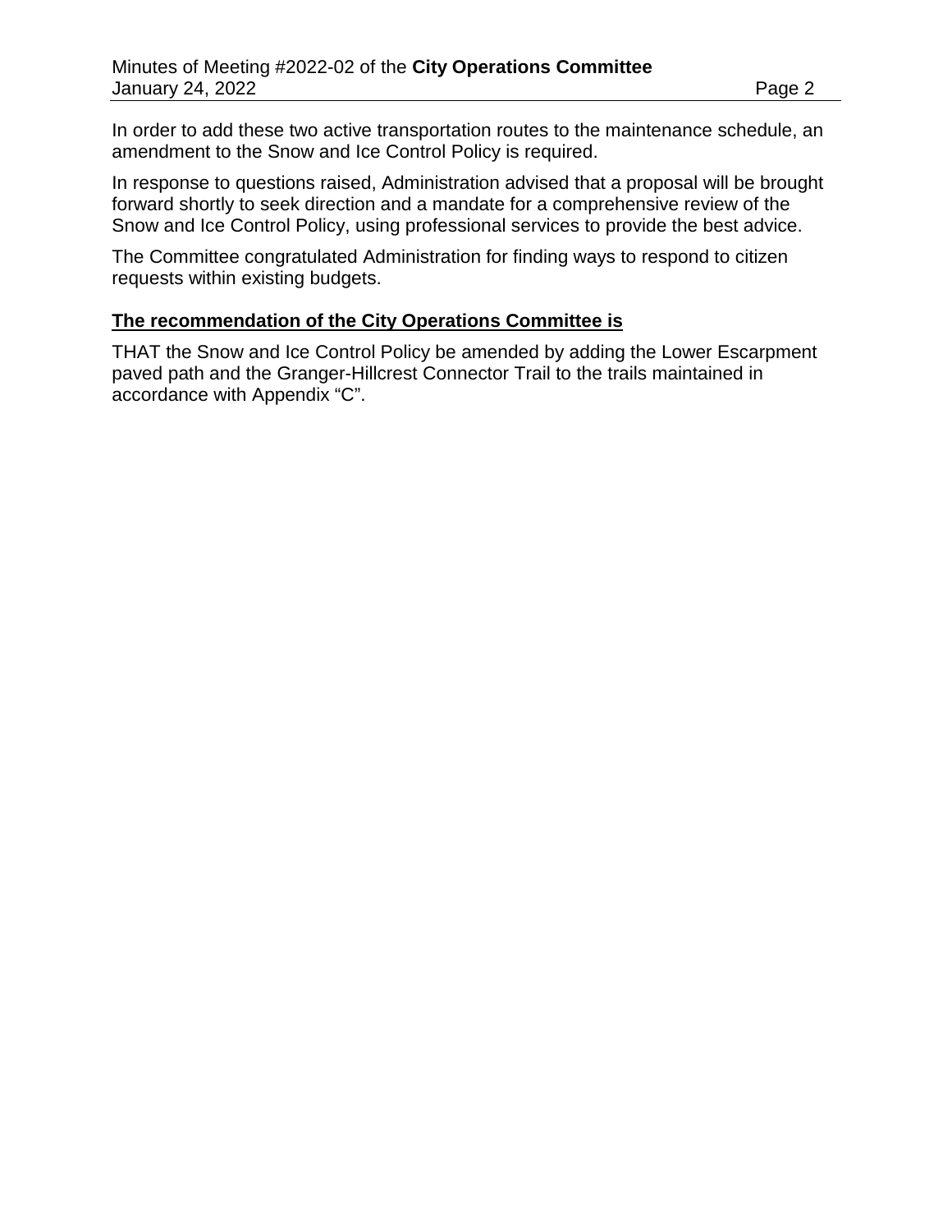In order to add these two active transportation routes to the maintenance schedule, an amendment to the Snow and Ice Control Policy is required.

In response to questions raised, Administration advised that a proposal will be brought forward shortly to seek direction and a mandate for a comprehensive review of the Snow and Ice Control Policy, using professional services to provide the best advice.

The Committee congratulated Administration for finding ways to respond to citizen requests within existing budgets.

**The recommendation of the City Operations Committee is**

THAT the Snow and Ice Control Policy be amended by adding the Lower Escarpment paved path and the Granger-Hillcrest Connector Trail to the trails maintained in accordance with Appendix “C”.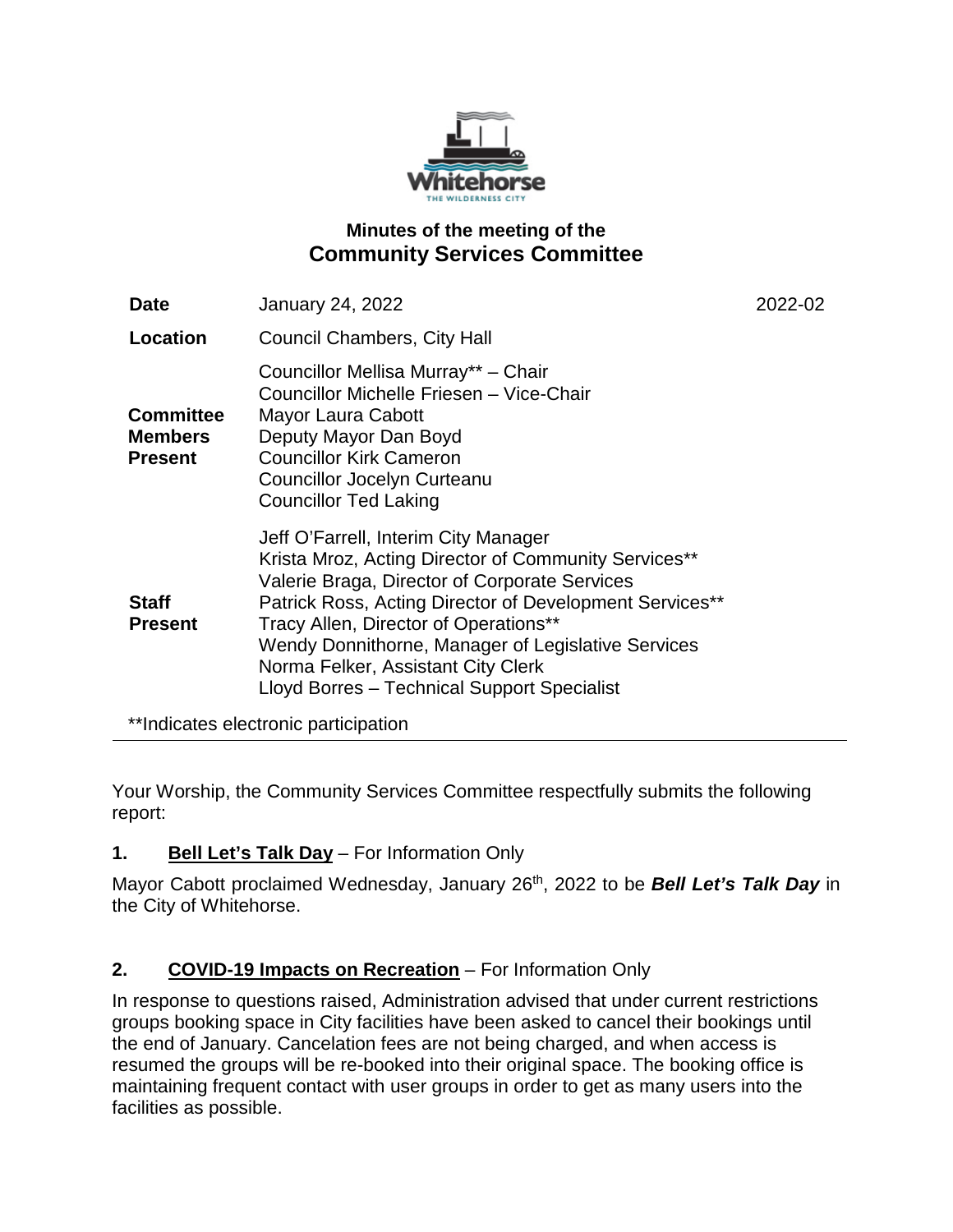**Minutes of the meeting of the**

# Community Services Committee

| | | |
|---|---|---|
| **Date** | January 24, 2022 | 2022-02 |
| **Location** | Council Chambers, City Hall | |
| **Committee Members Present** | Councillor Mellisa Murray** – Chair<br>Councillor Michelle Friesen – Vice-Chair<br>Mayor Laura Cabott<br>Deputy Mayor Dan Boyd<br>Councillor Kirk Cameron<br>Councillor Jocelyn Curteanu<br>Councillor Ted Laking | |
| **Staff Present** | Jeff O'Farrell, Interim City Manager<br>Krista Mroz, Acting Director of Community Services**<br>Valerie Braga, Director of Corporate Services<br>Patrick Ross, Acting Director of Development Services**<br>Tracy Allen, Director of Operations**<br>Wendy Donnithorne, Manager of Legislative Services<br>Norma Felker, Assistant City Clerk<br>Lloyd Borres – Technical Support Specialist | |

**Indicates electronic participation

Your Worship, the Community Services Committee respectfully submits the following report:

**1. Bell Let's Talk Day** – For Information Only

Mayor Cabott proclaimed Wednesday, January 26th, 2022 to be ***Bell Let's Talk Day*** in the City of Whitehorse.

**2. COVID-19 Impacts on Recreation** – For Information Only

In response to questions raised, Administration advised that under current restrictions groups booking space in City facilities have been asked to cancel their bookings until the end of January. Cancelation fees are not being charged, and when access is resumed the groups will be re-booked into their original space. The booking office is maintaining frequent contact with user groups in order to get as many users into the facilities as possible.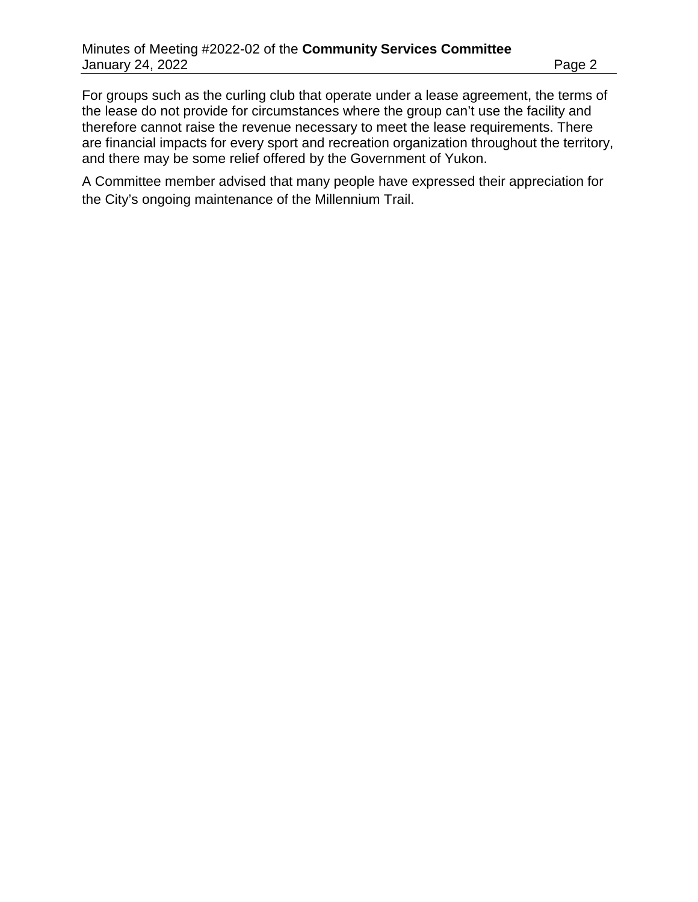For groups such as the curling club that operate under a lease agreement, the terms of the lease do not provide for circumstances where the group can't use the facility and therefore cannot raise the revenue necessary to meet the lease requirements. There are financial impacts for every sport and recreation organization throughout the territory, and there may be some relief offered by the Government of Yukon.

A Committee member advised that many people have expressed their appreciation for the City's ongoing maintenance of the Millennium Trail.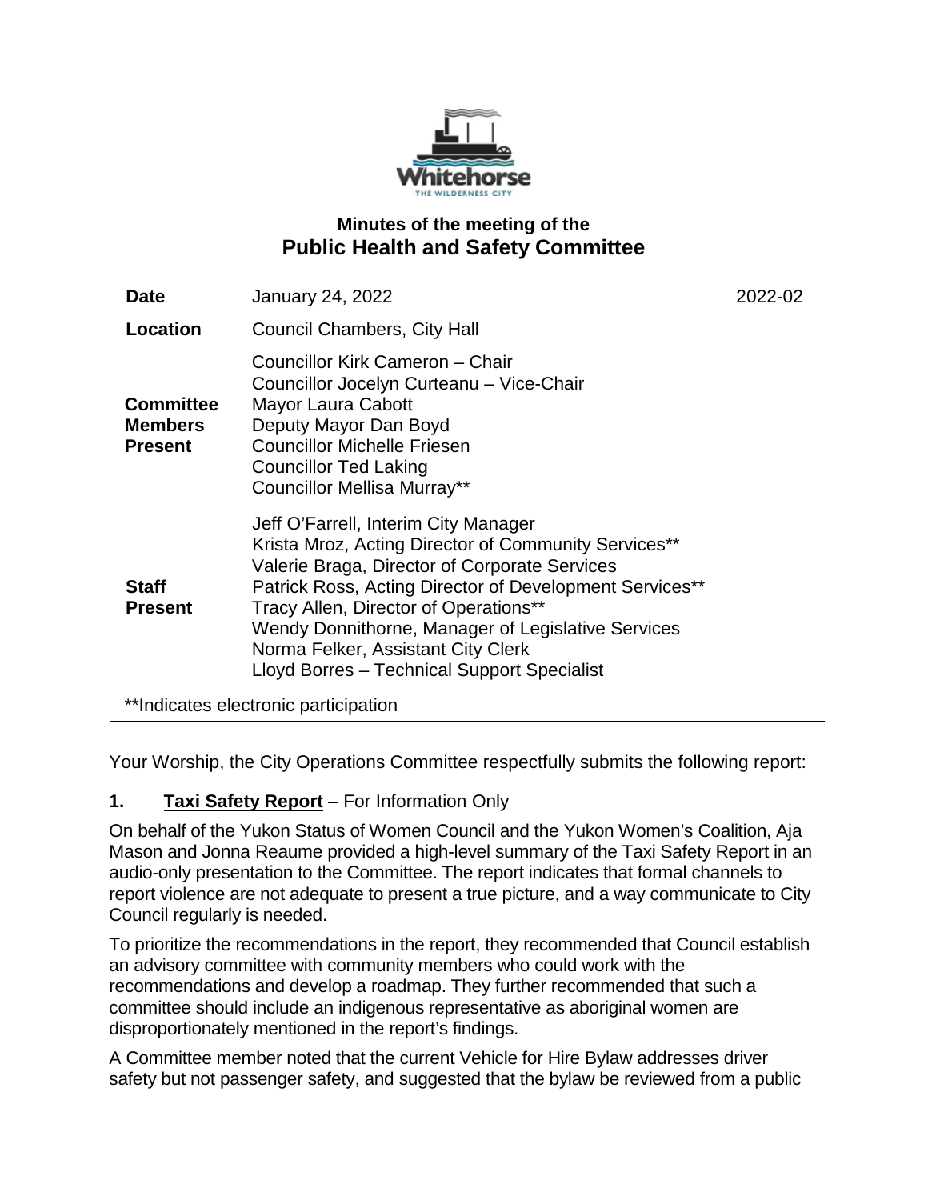# Minutes of the meeting of the
## Public Health and Safety Committee

| | | |
|---|---|---|
| **Date** | January 24, 2022 | 2022-02 |
| **Location** | Council Chambers, City Hall | |
| **Committee Members Present** | Councillor Kirk Cameron – Chair<br>Councillor Jocelyn Curteanu – Vice-Chair<br>Mayor Laura Cabott<br>Deputy Mayor Dan Boyd<br>Councillor Michelle Friesen<br>Councillor Ted Laking<br>Councillor Mellisa Murray** | |
| **Staff Present** | Jeff O'Farrell, Interim City Manager<br>Krista Mroz, Acting Director of Community Services**<br>Valerie Braga, Director of Corporate Services<br>Patrick Ross, Acting Director of Development Services**<br>Tracy Allen, Director of Operations**<br>Wendy Donnithorne, Manager of Legislative Services<br>Norma Felker, Assistant City Clerk<br>Lloyd Borres – Technical Support Specialist | |

**Indicates electronic participation

Your Worship, the City Operations Committee respectfully submits the following report:

**1. Taxi Safety Report** – For Information Only

On behalf of the Yukon Status of Women Council and the Yukon Women's Coalition, Aja Mason and Jonna Reaume provided a high-level summary of the Taxi Safety Report in an audio-only presentation to the Committee. The report indicates that formal channels to report violence are not adequate to present a true picture, and a way communicate to City Council regularly is needed.

To prioritize the recommendations in the report, they recommended that Council establish an advisory committee with community members who could work with the recommendations and develop a roadmap. They further recommended that such a committee should include an indigenous representative as aboriginal women are disproportionately mentioned in the report's findings.

A Committee member noted that the current Vehicle for Hire Bylaw addresses driver safety but not passenger safety, and suggested that the bylaw be reviewed from a public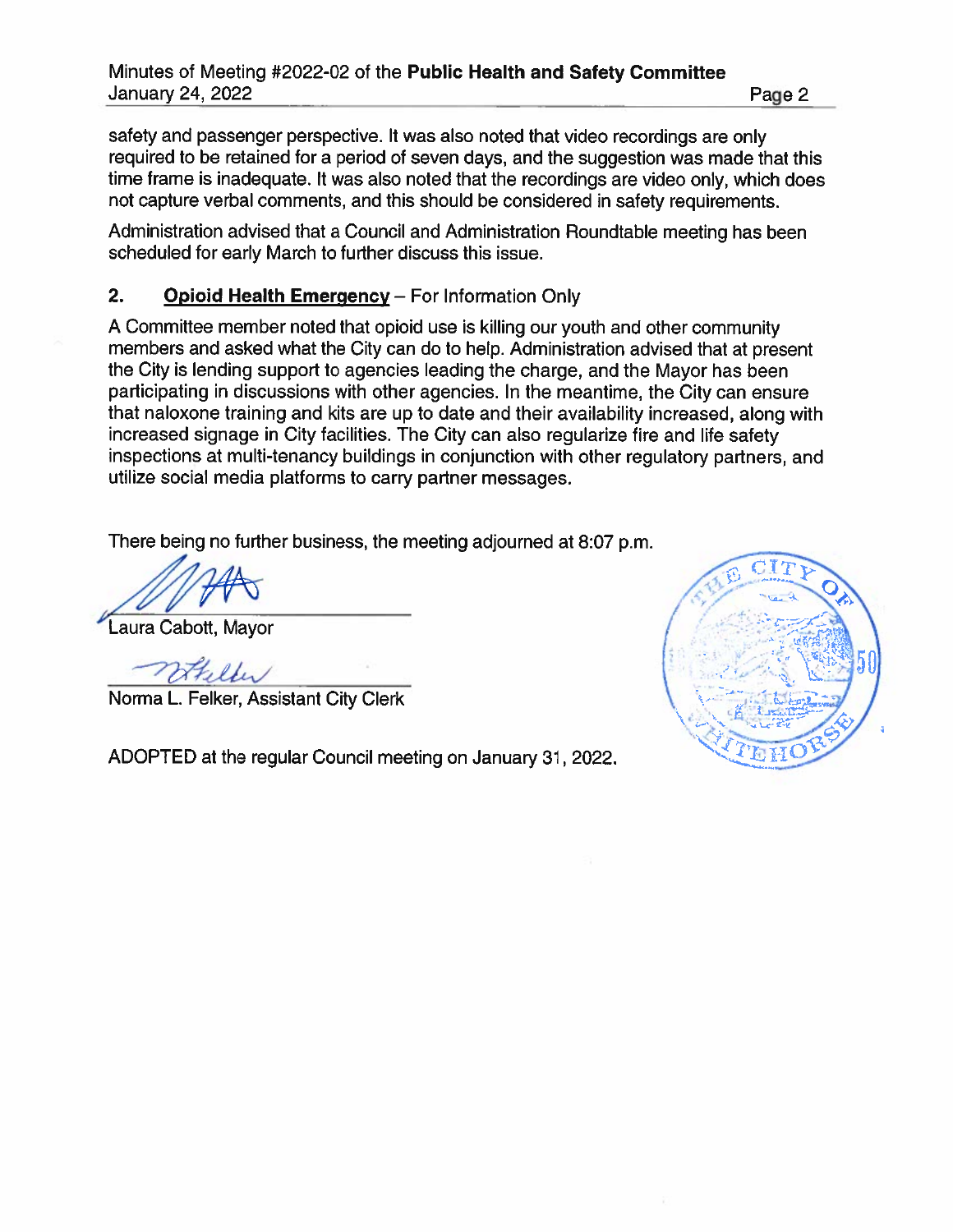safety and passenger perspective. It was also noted that video recordings are only required to be retained for a period of seven days, and the suggestion was made that this time frame is inadequate. It was also noted that the recordings are video only, which does not capture verbal comments, and this should be considered in safety requirements.

Administration advised that a Council and Administration Roundtable meeting has been scheduled for early March to further discuss this issue.

**2. Opioid Health Emergency** – For Information Only

A Committee member noted that opioid use is killing our youth and other community members and asked what the City can do to help. Administration advised that at present the City is lending support to agencies leading the charge, and the Mayor has been participating in discussions with other agencies. In the meantime, the City can ensure that naloxone training and kits are up to date and their availability increased, along with increased signage in City facilities. The City can also regularize fire and life safety inspections at multi-tenancy buildings in conjunction with other regulatory partners, and utilize social media platforms to carry partner messages.

There being no further business, the meeting adjourned at 8:07 p.m.

Laura Cabott, Mayor

Norma L. Felker, Assistant City Clerk

ADOPTED at the regular Council meeting on January 31, 2022.